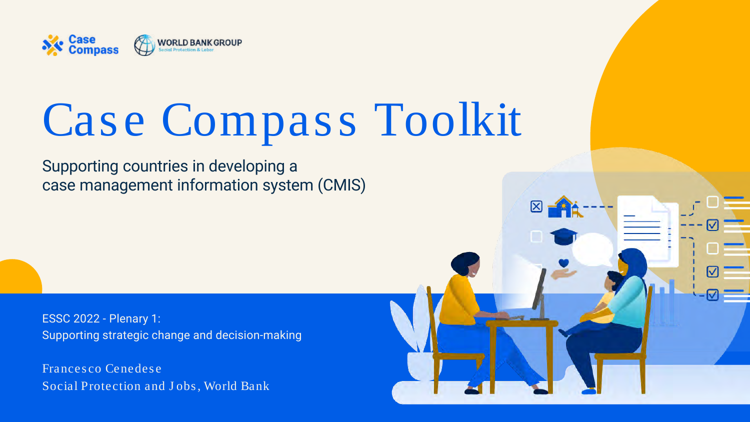Case Compass

WORLD BANK GROUP
Social Protection & Labor

# Case Compass Toolkit

Supporting countries in developing a
case management information system (CMIS)

ESSC 2022 - Plenary 1:
Supporting strategic change and decision-making

Francesco Cenedese
Social Protection and Jobs, World Bank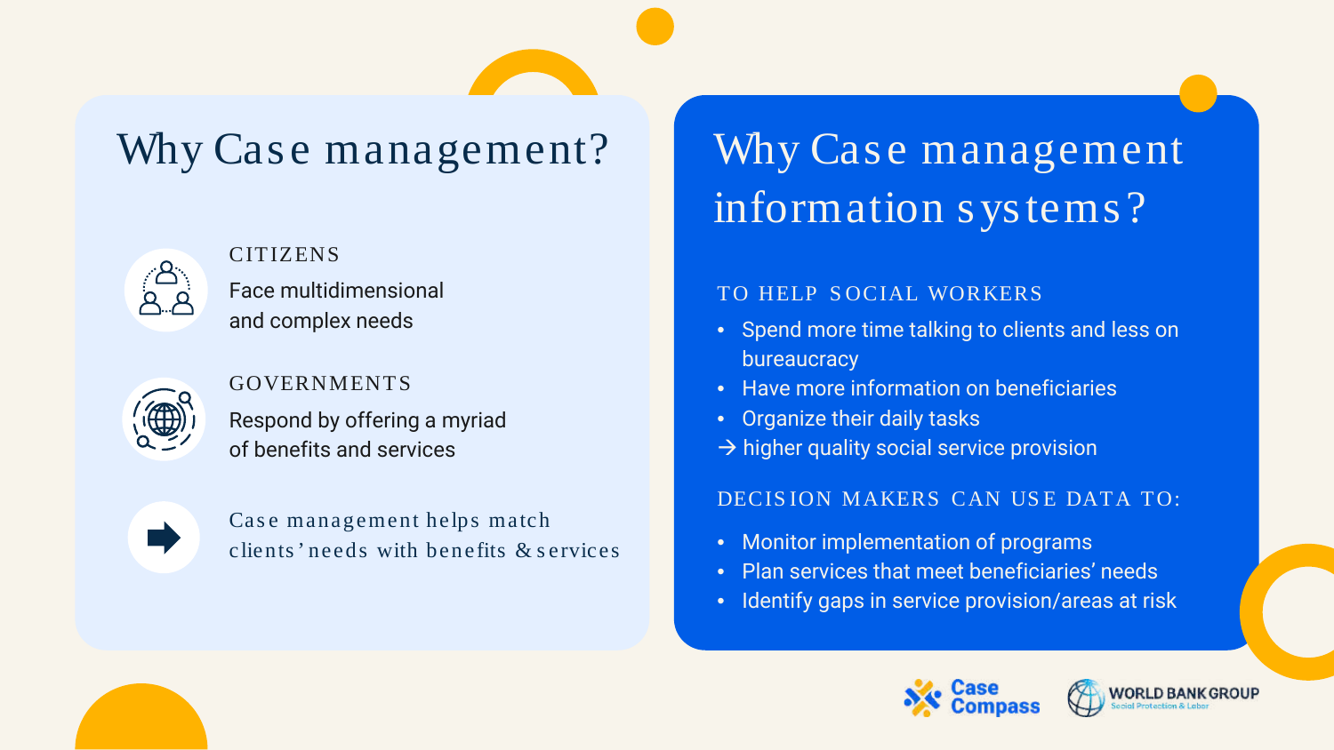## Why Case management?

CITIZENS

Face multidimensional and complex needs

GOVERNMENTS

Respond by offering a myriad of benefits and services

Case management helps match clients' needs with benefits & services

## Why Case management information systems?

TO HELP SOCIAL WORKERS

- Spend more time talking to clients and less on bureaucracy
- Have more information on beneficiaries
- Organize their daily tasks

→ higher quality social service provision

DECISION MAKERS CAN USE DATA TO:

- Monitor implementation of programs
- Plan services that meet beneficiaries' needs
- Identify gaps in service provision/areas at risk

Case Compass

WORLD BANK GROUP
Social Protection & Labor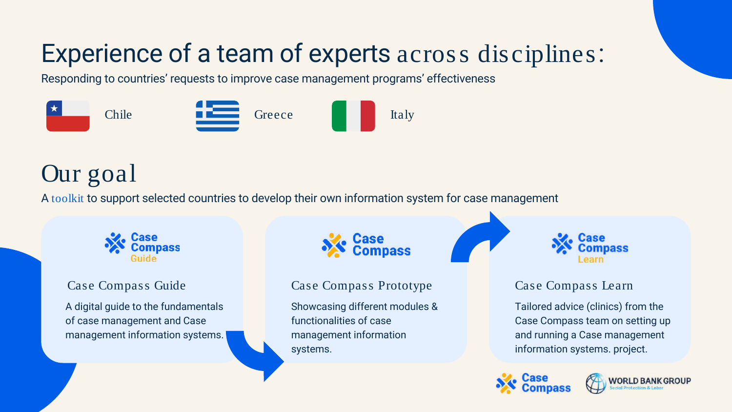# Experience of a team of experts across disciplines:

Responding to countries' requests to improve case management programs' effectiveness

Chile

Greece

Italy

## Our goal

A toolkit to support selected countries to develop their own information system for case management

Case Compass Guide

### Case Compass Guide

A digital guide to the fundamentals of case management and Case management information systems.

Case Compass

### Case Compass Prototype

Showcasing different modules & functionalities of case management information systems.

Case Compass Learn

### Case Compass Learn

Tailored advice (clinics) from the Case Compass team on setting up and running a Case management information systems. project.

Case Compass

WORLD BANK GROUP
Social Protection & Labor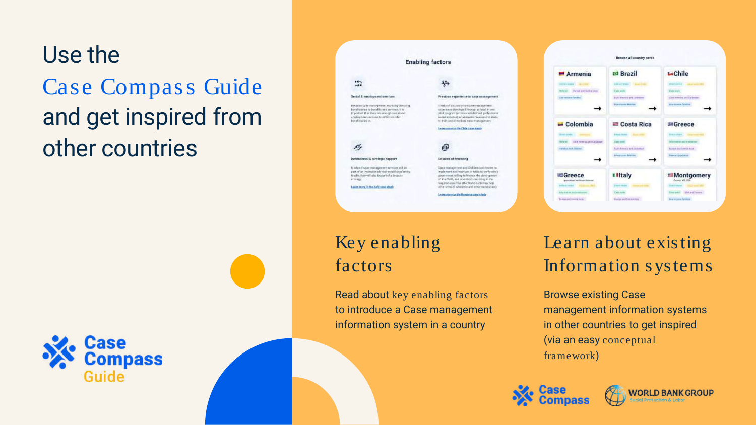# Use the Case Compass Guide and get inspired from other countries

## Key enabling factors

Read about key enabling factors to introduce a Case management information system in a country

## Learn about existing Information systems

Browse existing Case management information systems in other countries to get inspired (via an easy conceptual framework)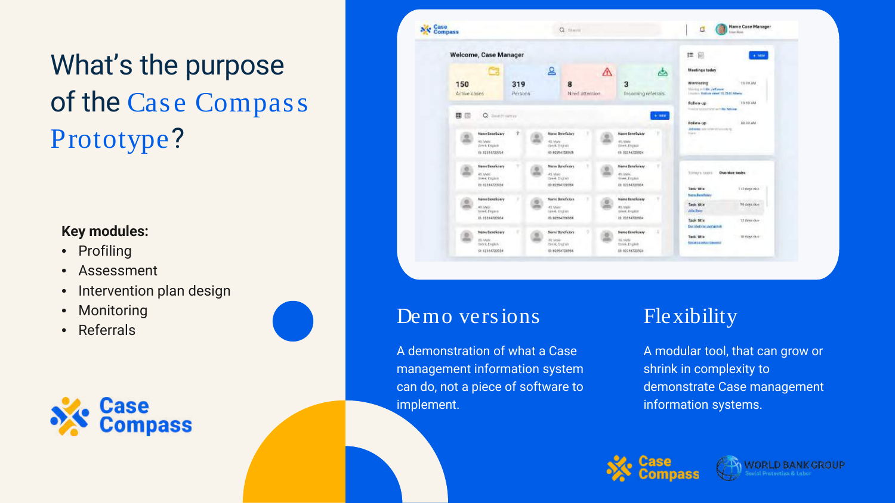# What's the purpose of the Case Compass Prototype?

**Key modules:**

- Profiling
- Assessment
- Intervention plan design
- Monitoring
- Referrals

## Demo versions

A demonstration of what a Case management information system can do, not a piece of software to implement.

## Flexibility

A modular tool, that can grow or shrink in complexity to demonstrate Case management information systems.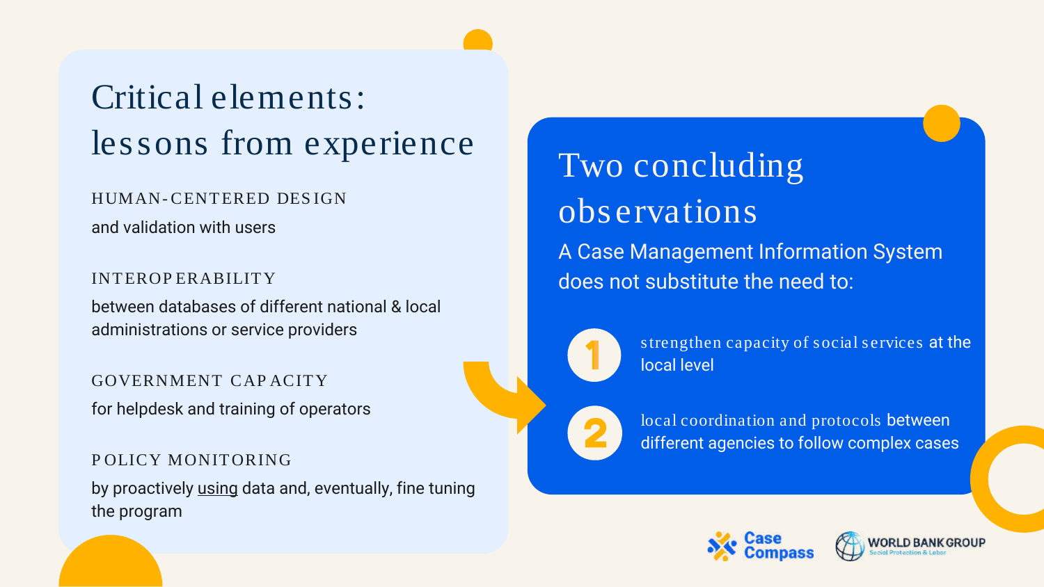# Critical elements: lessons from experience

**HUMAN-CENTERED DESIGN**
and validation with users

**INTEROPERABILITY**
between databases of different national & local administrations or service providers

**GOVERNMENT CAPACITY**
for helpdesk and training of operators

**POLICY MONITORING**
by proactively using data and, eventually, fine tuning the program

# Two concluding observations

A Case Management Information System does not substitute the need to:

1. strengthen capacity of social services at the local level
2. local coordination and protocols between different agencies to follow complex cases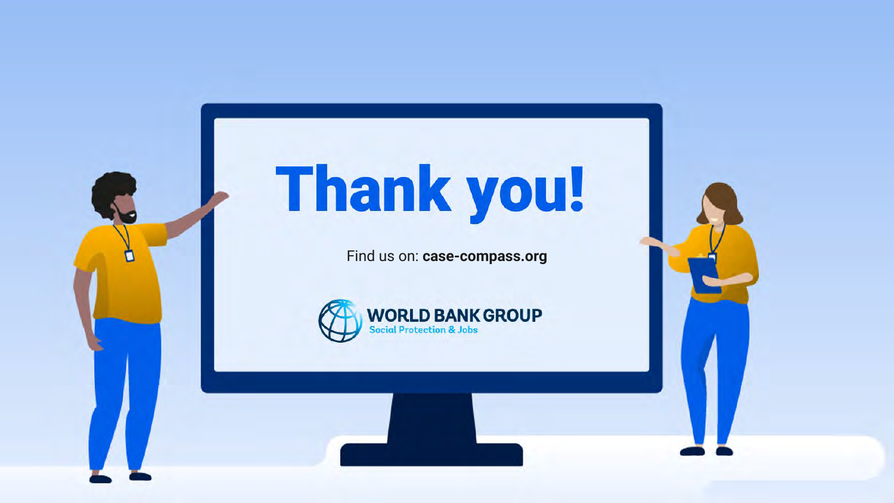# Thank you!

Find us on: **case-compass.org**

WORLD BANK GROUP
Social Protection & Jobs